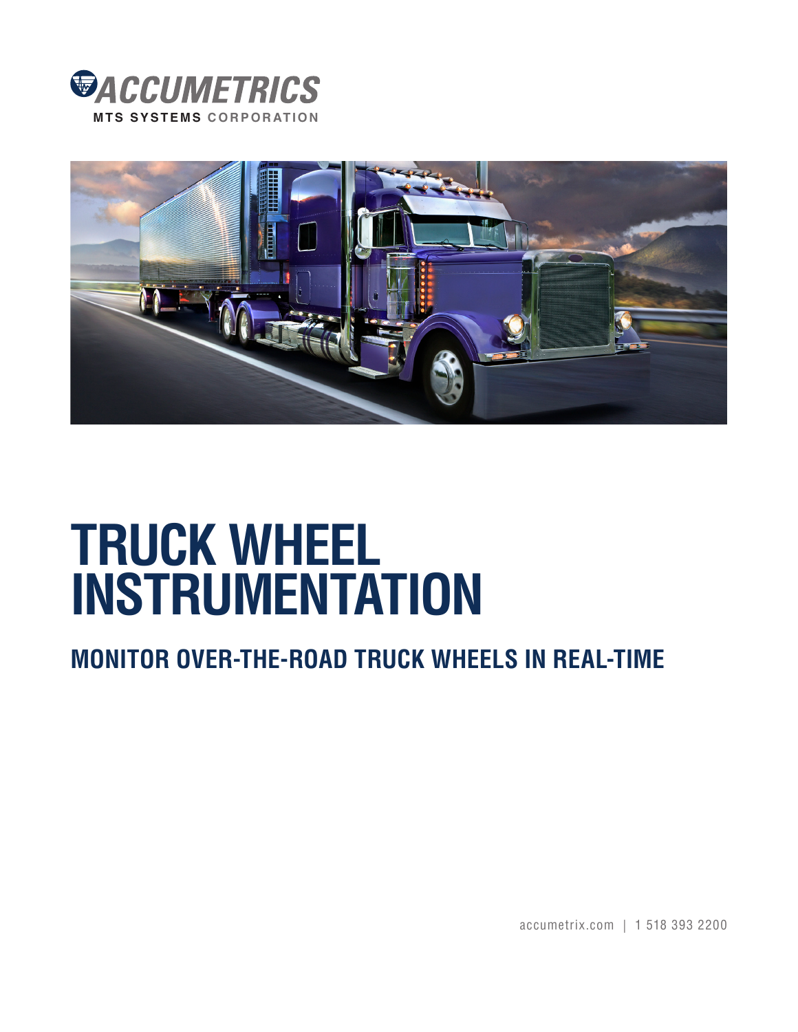ACCUMETRICS

MTS SYSTEMS CORPORATION

# TRUCK WHEEL INSTRUMENTATION

## MONITOR OVER-THE-ROAD TRUCK WHEELS IN REAL-TIME

accumetrix.com | 1 518 393 2200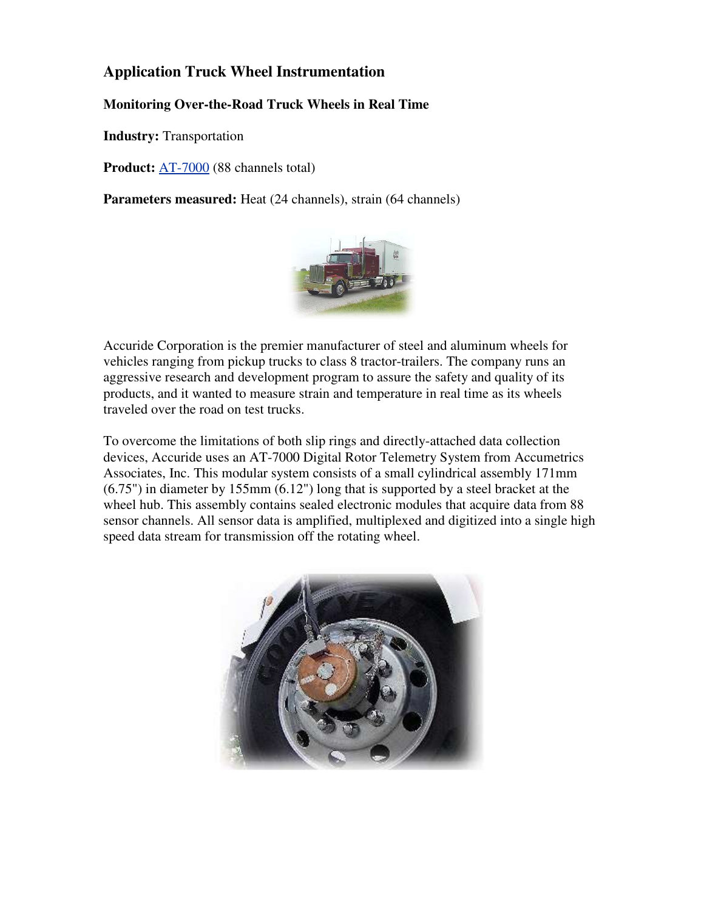## Application Truck Wheel Instrumentation

### Monitoring Over-the-Road Truck Wheels in Real Time

**Industry:** Transportation

**Product:** AT-7000 (88 channels total)

**Parameters measured:** Heat (24 channels), strain (64 channels)

Accuride Corporation is the premier manufacturer of steel and aluminum wheels for vehicles ranging from pickup trucks to class 8 tractor-trailers. The company runs an aggressive research and development program to assure the safety and quality of its products, and it wanted to measure strain and temperature in real time as its wheels traveled over the road on test trucks.

To overcome the limitations of both slip rings and directly-attached data collection devices, Accuride uses an AT-7000 Digital Rotor Telemetry System from Accumetrics Associates, Inc. This modular system consists of a small cylindrical assembly 171mm (6.75") in diameter by 155mm (6.12") long that is supported by a steel bracket at the wheel hub. This assembly contains sealed electronic modules that acquire data from 88 sensor channels. All sensor data is amplified, multiplexed and digitized into a single high speed data stream for transmission off the rotating wheel.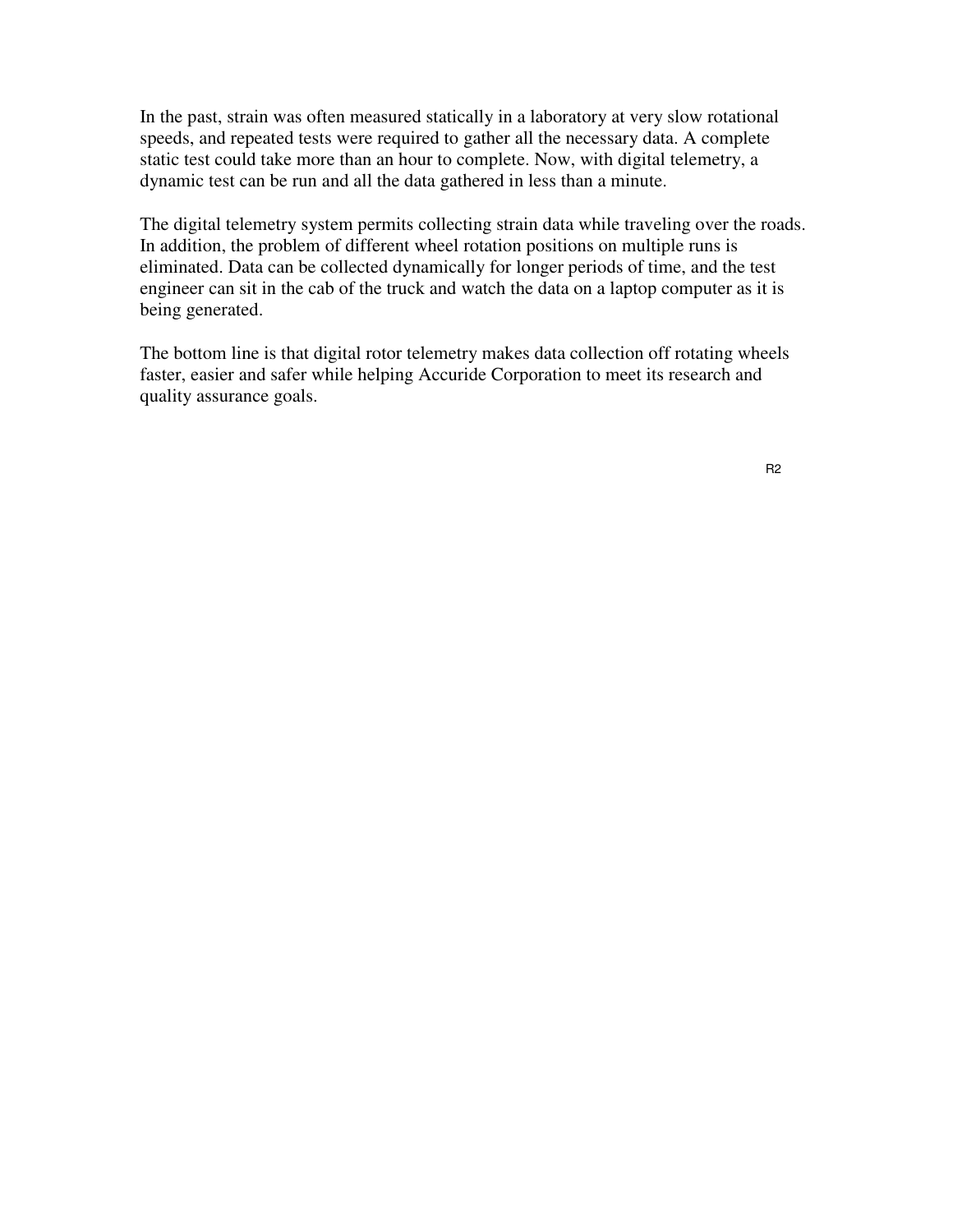In the past, strain was often measured statically in a laboratory at very slow rotational speeds, and repeated tests were required to gather all the necessary data. A complete static test could take more than an hour to complete. Now, with digital telemetry, a dynamic test can be run and all the data gathered in less than a minute.

The digital telemetry system permits collecting strain data while traveling over the roads. In addition, the problem of different wheel rotation positions on multiple runs is eliminated. Data can be collected dynamically for longer periods of time, and the test engineer can sit in the cab of the truck and watch the data on a laptop computer as it is being generated.

The bottom line is that digital rotor telemetry makes data collection off rotating wheels faster, easier and safer while helping Accuride Corporation to meet its research and quality assurance goals.

R2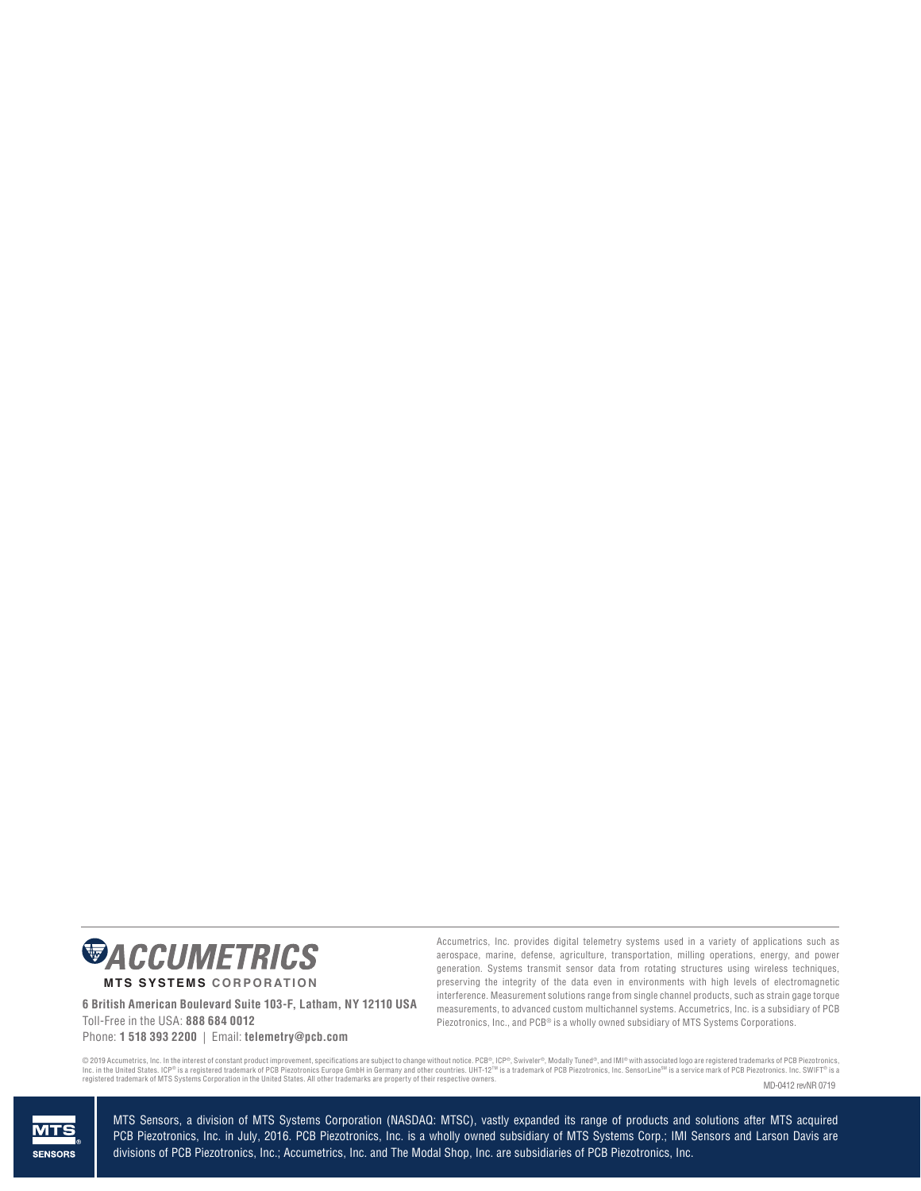**ACCUMETRICS**
**MTS SYSTEMS** CORPORATION

**6 British American Boulevard Suite 103-F, Latham, NY 12110 USA**
Toll-Free in the USA: **888 684 0012**
Phone: **1 518 393 2200** | Email: **telemetry@pcb.com**

Accumetrics, Inc. provides digital telemetry systems used in a variety of applications such as aerospace, marine, defense, agriculture, transportation, milling operations, energy, and power generation. Systems transmit sensor data from rotating structures using wireless techniques, preserving the integrity of the data even in environments with high levels of electromagnetic interference. Measurement solutions range from single channel products, such as strain gage torque measurements, to advanced custom multichannel systems. Accumetrics, Inc. is a subsidiary of PCB Piezotronics, Inc., and PCB® is a wholly owned subsidiary of MTS Systems Corporations.

© 2019 Accumetrics, Inc. In the interest of constant product improvement, specifications are subject to change without notice. PCB®, ICP®, Swiveler®, Modally Tuned®, and IMI® with associated logo are registered trademarks of PCB Piezotronics, Inc. in the United States. ICP® is a registered trademark of PCB Piezotronics Europe GmbH in Germany and other countries. UHT-12™ is a trademark of PCB Piezotronics, Inc. SensorLine℠ is a service mark of PCB Piezotronics. Inc. SWIFT® is a registered trademark of MTS Systems Corporation in the United States. All other trademarks are property of their respective owners.

MD-0412 revNR 0719

**MTS SENSORS**

MTS Sensors, a division of MTS Systems Corporation (NASDAQ: MTSC), vastly expanded its range of products and solutions after MTS acquired PCB Piezotronics, Inc. in July, 2016. PCB Piezotronics, Inc. is a wholly owned subsidiary of MTS Systems Corp.; IMI Sensors and Larson Davis are divisions of PCB Piezotronics, Inc.; Accumetrics, Inc. and The Modal Shop, Inc. are subsidiaries of PCB Piezotronics, Inc.